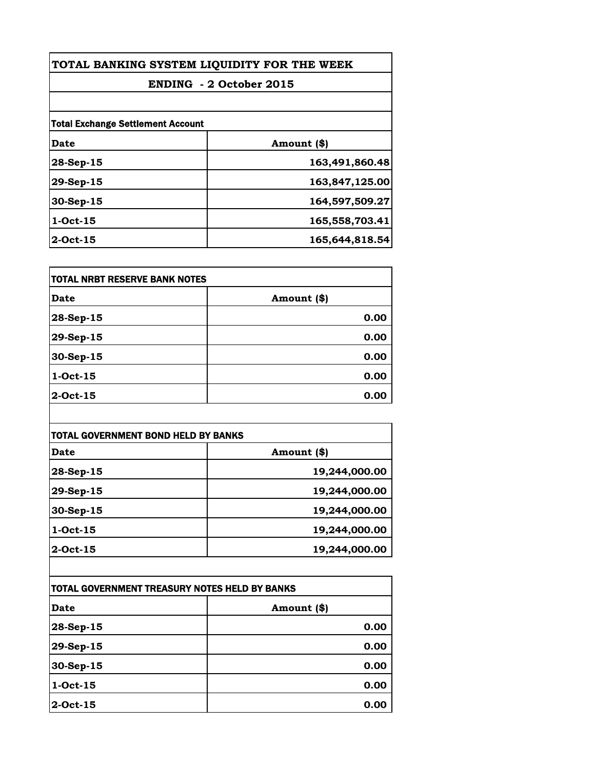# TOTAL BANKING SYSTEM LIQUIDITY FOR THE WEEK

## ENDING - 2 October 2015

**Total Exchange Settlement Account**

| Date | Amount ($) |
| --- | --- |
| 28-Sep-15 | 163,491,860.48 |
| 29-Sep-15 | 163,847,125.00 |
| 30-Sep-15 | 164,597,509.27 |
| 1-Oct-15 | 165,558,703.41 |
| 2-Oct-15 | 165,644,818.54 |

**TOTAL NRBT RESERVE BANK NOTES**

| Date | Amount ($) |
| --- | --- |
| 28-Sep-15 | 0.00 |
| 29-Sep-15 | 0.00 |
| 30-Sep-15 | 0.00 |
| 1-Oct-15 | 0.00 |
| 2-Oct-15 | 0.00 |

**TOTAL GOVERNMENT BOND HELD BY BANKS**

| Date | Amount ($) |
| --- | --- |
| 28-Sep-15 | 19,244,000.00 |
| 29-Sep-15 | 19,244,000.00 |
| 30-Sep-15 | 19,244,000.00 |
| 1-Oct-15 | 19,244,000.00 |
| 2-Oct-15 | 19,244,000.00 |

**TOTAL GOVERNMENT TREASURY NOTES HELD BY BANKS**

| Date | Amount ($) |
| --- | --- |
| 28-Sep-15 | 0.00 |
| 29-Sep-15 | 0.00 |
| 30-Sep-15 | 0.00 |
| 1-Oct-15 | 0.00 |
| 2-Oct-15 | 0.00 |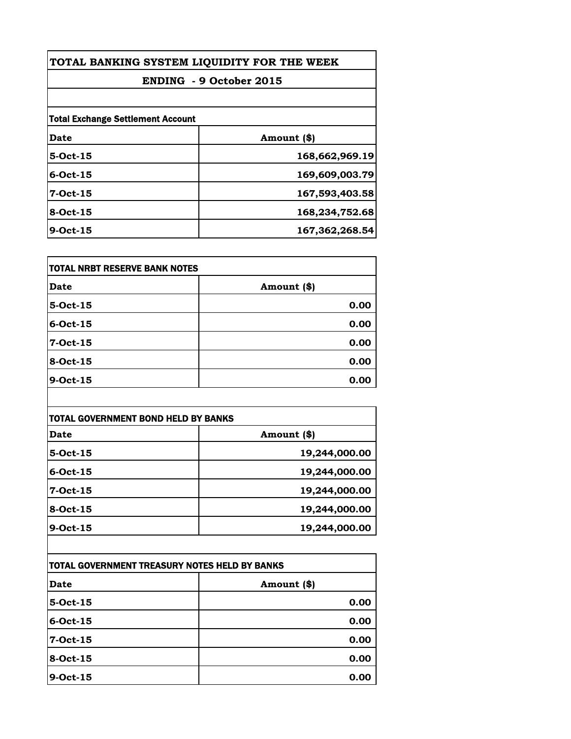# TOTAL BANKING SYSTEM LIQUIDITY FOR THE WEEK

## ENDING - 9 October 2015

**Total Exchange Settlement Account**

| Date | Amount ($) |
|---|---|
| 5-Oct-15 | 168,662,969.19 |
| 6-Oct-15 | 169,609,003.79 |
| 7-Oct-15 | 167,593,403.58 |
| 8-Oct-15 | 168,234,752.68 |
| 9-Oct-15 | 167,362,268.54 |

**TOTAL NRBT RESERVE BANK NOTES**

| Date | Amount ($) |
|---|---|
| 5-Oct-15 | 0.00 |
| 6-Oct-15 | 0.00 |
| 7-Oct-15 | 0.00 |
| 8-Oct-15 | 0.00 |
| 9-Oct-15 | 0.00 |

**TOTAL GOVERNMENT BOND HELD BY BANKS**

| Date | Amount ($) |
|---|---|
| 5-Oct-15 | 19,244,000.00 |
| 6-Oct-15 | 19,244,000.00 |
| 7-Oct-15 | 19,244,000.00 |
| 8-Oct-15 | 19,244,000.00 |
| 9-Oct-15 | 19,244,000.00 |

**TOTAL GOVERNMENT TREASURY NOTES HELD BY BANKS**

| Date | Amount ($) |
|---|---|
| 5-Oct-15 | 0.00 |
| 6-Oct-15 | 0.00 |
| 7-Oct-15 | 0.00 |
| 8-Oct-15 | 0.00 |
| 9-Oct-15 | 0.00 |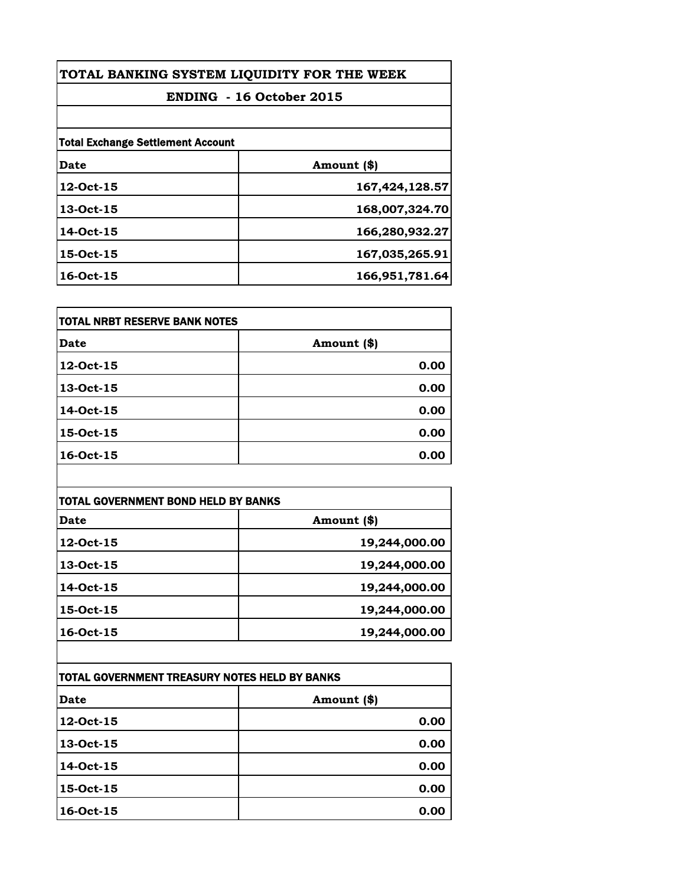# TOTAL BANKING SYSTEM LIQUIDITY FOR THE WEEK

## ENDING - 16 October 2015

**Total Exchange Settlement Account**

| Date | Amount ($) |
|---|---|
| 12-Oct-15 | 167,424,128.57 |
| 13-Oct-15 | 168,007,324.70 |
| 14-Oct-15 | 166,280,932.27 |
| 15-Oct-15 | 167,035,265.91 |
| 16-Oct-15 | 166,951,781.64 |

**TOTAL NRBT RESERVE BANK NOTES**

| Date | Amount ($) |
|---|---|
| 12-Oct-15 | 0.00 |
| 13-Oct-15 | 0.00 |
| 14-Oct-15 | 0.00 |
| 15-Oct-15 | 0.00 |
| 16-Oct-15 | 0.00 |

**TOTAL GOVERNMENT BOND HELD BY BANKS**

| Date | Amount ($) |
|---|---|
| 12-Oct-15 | 19,244,000.00 |
| 13-Oct-15 | 19,244,000.00 |
| 14-Oct-15 | 19,244,000.00 |
| 15-Oct-15 | 19,244,000.00 |
| 16-Oct-15 | 19,244,000.00 |

**TOTAL GOVERNMENT TREASURY NOTES HELD BY BANKS**

| Date | Amount ($) |
|---|---|
| 12-Oct-15 | 0.00 |
| 13-Oct-15 | 0.00 |
| 14-Oct-15 | 0.00 |
| 15-Oct-15 | 0.00 |
| 16-Oct-15 | 0.00 |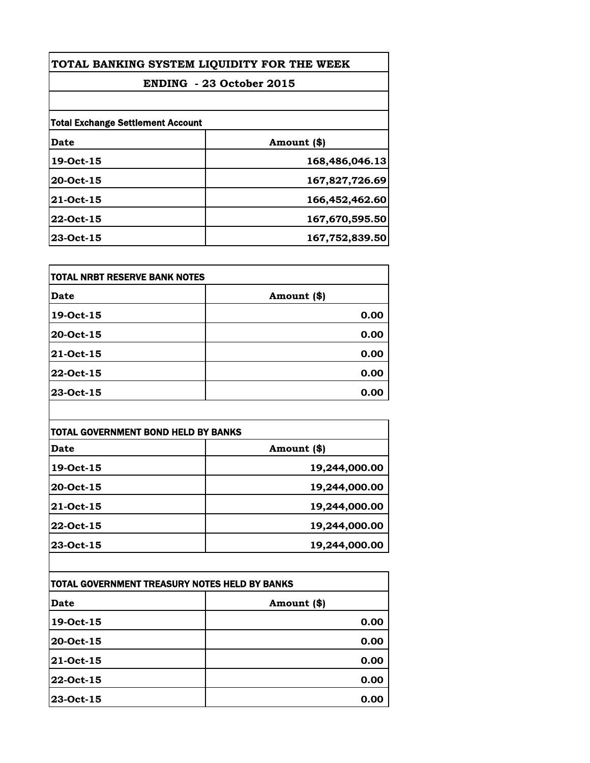# TOTAL BANKING SYSTEM LIQUIDITY FOR THE WEEK

## ENDING - 23 October 2015

**Total Exchange Settlement Account**

| Date | Amount ($) |
|---|---|
| 19-Oct-15 | 168,486,046.13 |
| 20-Oct-15 | 167,827,726.69 |
| 21-Oct-15 | 166,452,462.60 |
| 22-Oct-15 | 167,670,595.50 |
| 23-Oct-15 | 167,752,839.50 |

**TOTAL NRBT RESERVE BANK NOTES**

| Date | Amount ($) |
|---|---|
| 19-Oct-15 | 0.00 |
| 20-Oct-15 | 0.00 |
| 21-Oct-15 | 0.00 |
| 22-Oct-15 | 0.00 |
| 23-Oct-15 | 0.00 |

**TOTAL GOVERNMENT BOND HELD BY BANKS**

| Date | Amount ($) |
|---|---|
| 19-Oct-15 | 19,244,000.00 |
| 20-Oct-15 | 19,244,000.00 |
| 21-Oct-15 | 19,244,000.00 |
| 22-Oct-15 | 19,244,000.00 |
| 23-Oct-15 | 19,244,000.00 |

**TOTAL GOVERNMENT TREASURY NOTES HELD BY BANKS**

| Date | Amount ($) |
|---|---|
| 19-Oct-15 | 0.00 |
| 20-Oct-15 | 0.00 |
| 21-Oct-15 | 0.00 |
| 22-Oct-15 | 0.00 |
| 23-Oct-15 | 0.00 |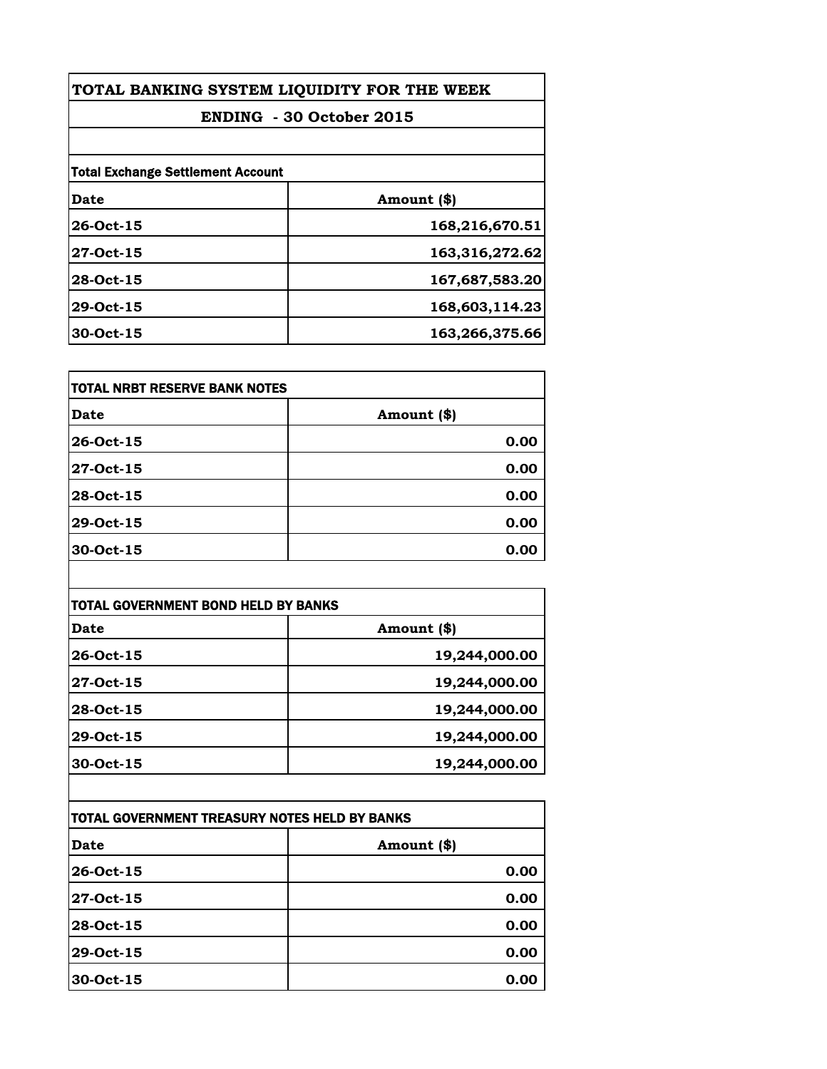# TOTAL BANKING SYSTEM LIQUIDITY FOR THE WEEK

## ENDING - 30 October 2015

**Total Exchange Settlement Account**

| Date | Amount ($) |
|---|---|
| 26-Oct-15 | 168,216,670.51 |
| 27-Oct-15 | 163,316,272.62 |
| 28-Oct-15 | 167,687,583.20 |
| 29-Oct-15 | 168,603,114.23 |
| 30-Oct-15 | 163,266,375.66 |

**TOTAL NRBT RESERVE BANK NOTES**

| Date | Amount ($) |
|---|---|
| 26-Oct-15 | 0.00 |
| 27-Oct-15 | 0.00 |
| 28-Oct-15 | 0.00 |
| 29-Oct-15 | 0.00 |
| 30-Oct-15 | 0.00 |

**TOTAL GOVERNMENT BOND HELD BY BANKS**

| Date | Amount ($) |
|---|---|
| 26-Oct-15 | 19,244,000.00 |
| 27-Oct-15 | 19,244,000.00 |
| 28-Oct-15 | 19,244,000.00 |
| 29-Oct-15 | 19,244,000.00 |
| 30-Oct-15 | 19,244,000.00 |

**TOTAL GOVERNMENT TREASURY NOTES HELD BY BANKS**

| Date | Amount ($) |
|---|---|
| 26-Oct-15 | 0.00 |
| 27-Oct-15 | 0.00 |
| 28-Oct-15 | 0.00 |
| 29-Oct-15 | 0.00 |
| 30-Oct-15 | 0.00 |